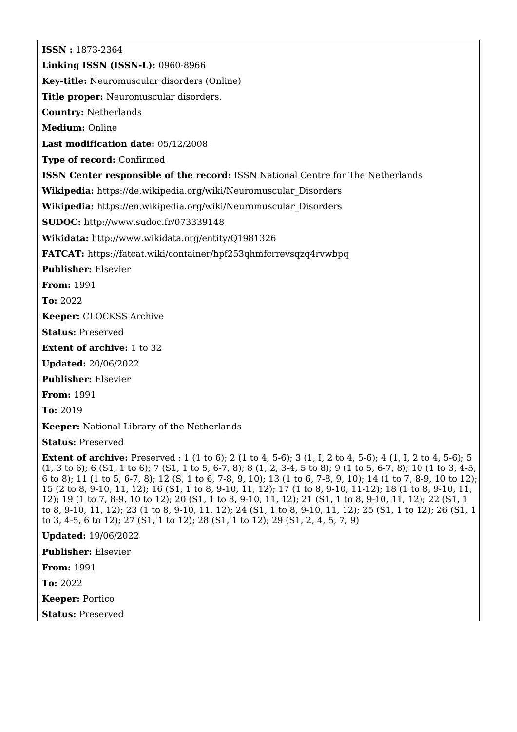**ISSN :** 1873-2364

**Linking ISSN (ISSN-L):** 0960-8966

**Key-title:** Neuromuscular disorders (Online)

**Title proper:** Neuromuscular disorders.

**Country:** Netherlands

**Medium:** Online

**Last modification date:** 05/12/2008

**Type of record:** Confirmed

**ISSN Center responsible of the record:** ISSN National Centre for The Netherlands

**Wikipedia:** https://de.wikipedia.org/wiki/Neuromuscular_Disorders

**Wikipedia:** https://en.wikipedia.org/wiki/Neuromuscular_Disorders

**SUDOC:** http://www.sudoc.fr/073339148

**Wikidata:** http://www.wikidata.org/entity/Q1981326

**FATCAT:** https://fatcat.wiki/container/hpf253qhmfcrrevsqzq4rvwbpq

**Publisher:** Elsevier

**From:** 1991

**To:** 2022

**Keeper:** CLOCKSS Archive

**Status:** Preserved

**Extent of archive:** 1 to 32

**Updated:** 20/06/2022

**Publisher:** Elsevier

**From:** 1991

**To:** 2019

**Keeper:** National Library of the Netherlands

**Status:** Preserved

**Extent of archive:** Preserved : 1 (1 to 6); 2 (1 to 4, 5-6); 3 (1, I, 2 to 4, 5-6); 4 (1, I, 2 to 4, 5-6); 5 (1, 3 to 6); 6 (S1, 1 to 6); 7 (S1, 1 to 5, 6-7, 8); 8 (1, 2, 3-4, 5 to 8); 9 (1 to 5, 6-7, 8); 10 (1 to 3, 4-5, 6 to 8); 11 (1 to 5, 6-7, 8); 12 (S, 1 to 6, 7-8, 9, 10); 13 (1 to 6, 7-8, 9, 10); 14 (1 to 7, 8-9, 10 to 12); 15 (2 to 8, 9-10, 11, 12); 16 (S1, 1 to 8, 9-10, 11, 12); 17 (1 to 8, 9-10, 11-12); 18 (1 to 8, 9-10, 11, 12); 19 (1 to 7, 8-9, 10 to 12); 20 (S1, 1 to 8, 9-10, 11, 12); 21 (S1, 1 to 8, 9-10, 11, 12); 22 (S1, 1 to 8, 9-10, 11, 12); 23 (1 to 8, 9-10, 11, 12); 24 (S1, 1 to 8, 9-10, 11, 12); 25 (S1, 1 to 12); 26 (S1, 1 to 3, 4-5, 6 to 12); 27 (S1, 1 to 12); 28 (S1, 1 to 12); 29 (S1, 2, 4, 5, 7, 9)

**Updated:** 19/06/2022

**Publisher:** Elsevier

**From:** 1991

**To:** 2022

**Keeper:** Portico

**Status:** Preserved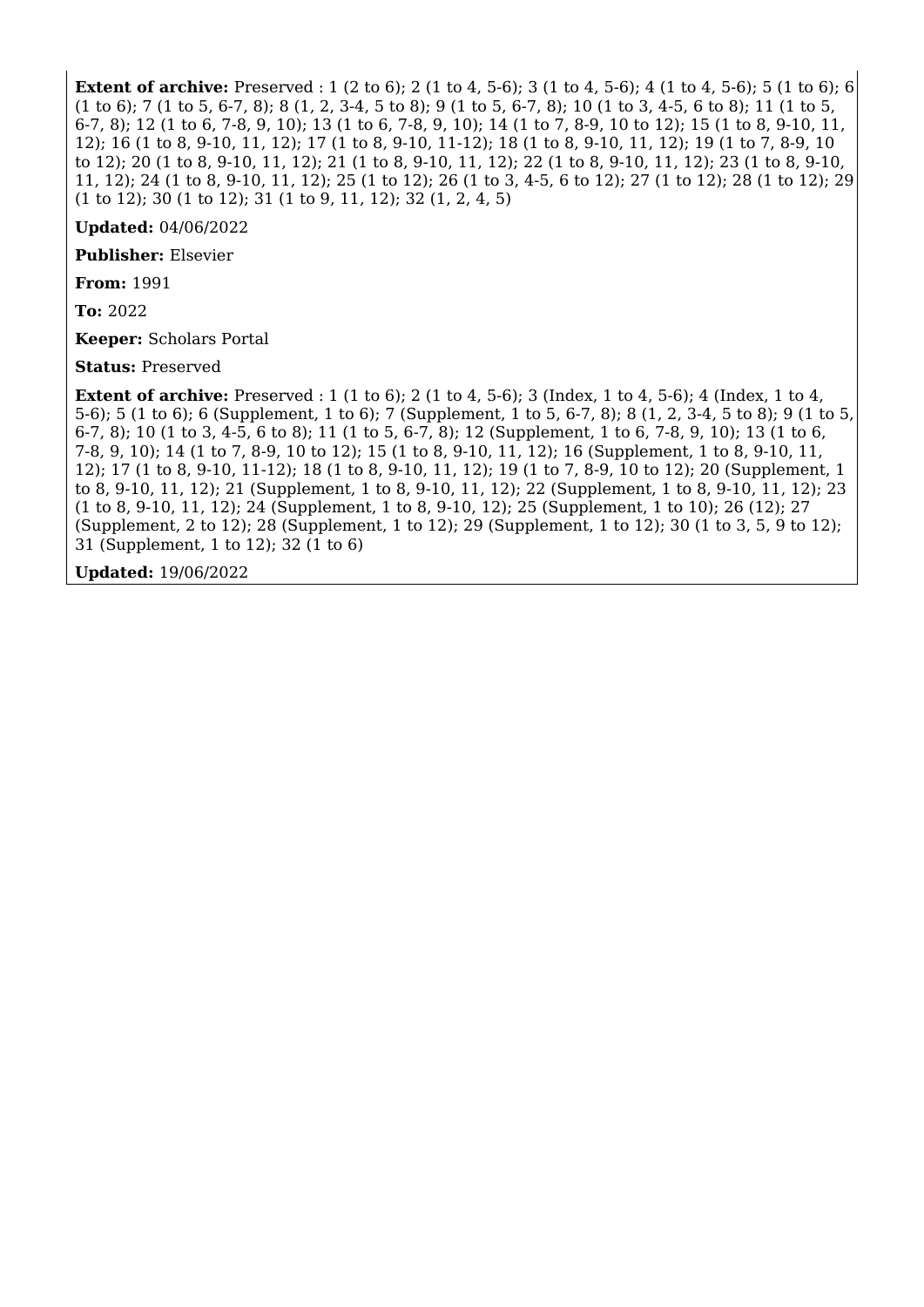**Extent of archive:** Preserved : 1 (2 to 6); 2 (1 to 4, 5-6); 3 (1 to 4, 5-6); 4 (1 to 4, 5-6); 5 (1 to 6); 6 (1 to 6); 7 (1 to 5, 6-7, 8); 8 (1, 2, 3-4, 5 to 8); 9 (1 to 5, 6-7, 8); 10 (1 to 3, 4-5, 6 to 8); 11 (1 to 5, 6-7, 8); 12 (1 to 6, 7-8, 9, 10); 13 (1 to 6, 7-8, 9, 10); 14 (1 to 7, 8-9, 10 to 12); 15 (1 to 8, 9-10, 11, 12); 16 (1 to 8, 9-10, 11, 12); 17 (1 to 8, 9-10, 11-12); 18 (1 to 8, 9-10, 11, 12); 19 (1 to 7, 8-9, 10 to 12); 20 (1 to 8, 9-10, 11, 12); 21 (1 to 8, 9-10, 11, 12); 22 (1 to 8, 9-10, 11, 12); 23 (1 to 8, 9-10, 11, 12); 24 (1 to 8, 9-10, 11, 12); 25 (1 to 12); 26 (1 to 3, 4-5, 6 to 12); 27 (1 to 12); 28 (1 to 12); 29 (1 to 12); 30 (1 to 12); 31 (1 to 9, 11, 12); 32 (1, 2, 4, 5)

**Updated:** 04/06/2022

**Publisher:** Elsevier

**From:** 1991

**To:** 2022

**Keeper:** Scholars Portal

**Status:** Preserved

**Extent of archive:** Preserved : 1 (1 to 6); 2 (1 to 4, 5-6); 3 (Index, 1 to 4, 5-6); 4 (Index, 1 to 4, 5-6); 5 (1 to 6); 6 (Supplement, 1 to 6); 7 (Supplement, 1 to 5, 6-7, 8); 8 (1, 2, 3-4, 5 to 8); 9 (1 to 5, 6-7, 8); 10 (1 to 3, 4-5, 6 to 8); 11 (1 to 5, 6-7, 8); 12 (Supplement, 1 to 6, 7-8, 9, 10); 13 (1 to 6, 7-8, 9, 10); 14 (1 to 7, 8-9, 10 to 12); 15 (1 to 8, 9-10, 11, 12); 16 (Supplement, 1 to 8, 9-10, 11, 12); 17 (1 to 8, 9-10, 11-12); 18 (1 to 8, 9-10, 11, 12); 19 (1 to 7, 8-9, 10 to 12); 20 (Supplement, 1 to 8, 9-10, 11, 12); 21 (Supplement, 1 to 8, 9-10, 11, 12); 22 (Supplement, 1 to 8, 9-10, 11, 12); 23 (1 to 8, 9-10, 11, 12); 24 (Supplement, 1 to 8, 9-10, 12); 25 (Supplement, 1 to 10); 26 (12); 27 (Supplement, 2 to 12); 28 (Supplement, 1 to 12); 29 (Supplement, 1 to 12); 30 (1 to 3, 5, 9 to 12); 31 (Supplement, 1 to 12); 32 (1 to 6)

**Updated:** 19/06/2022